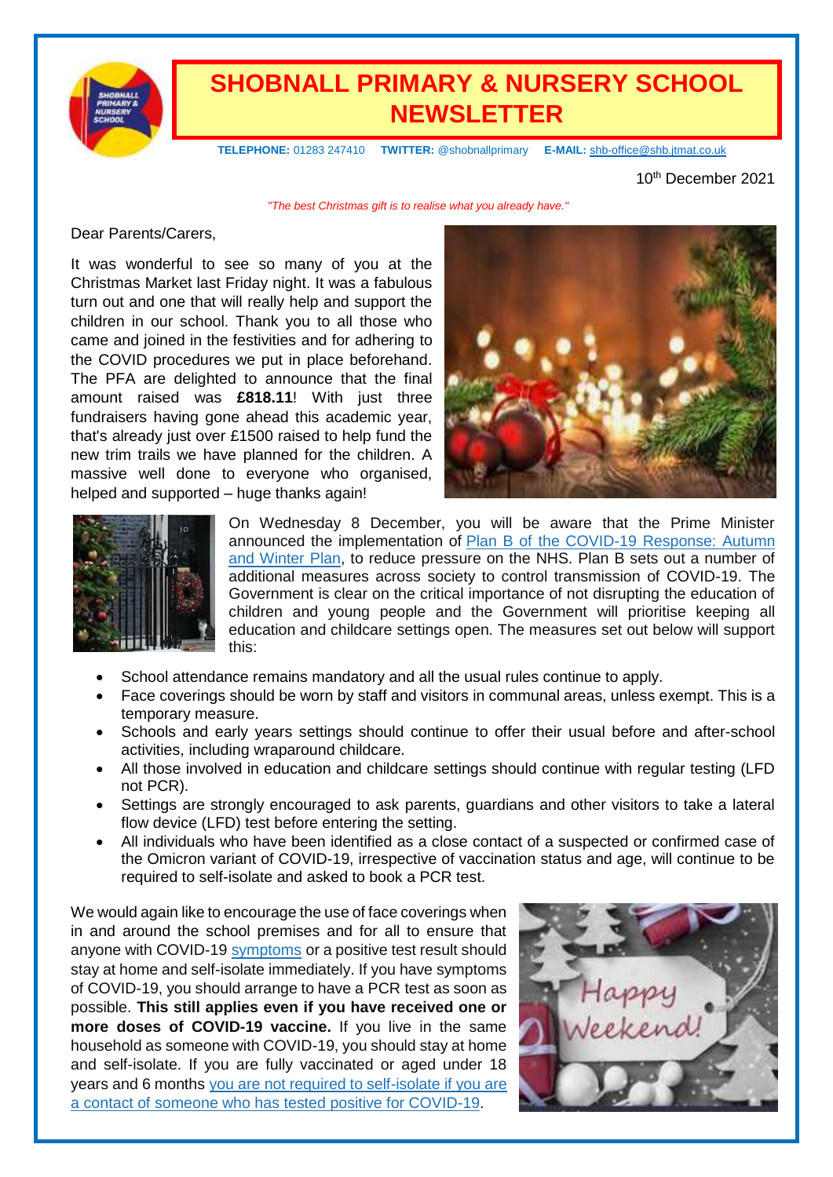# SHOBNALL PRIMARY & NURSERY SCHOOL NEWSLETTER

**TELEPHONE:** 01283 247410 **TWITTER:** @shobnallprimary **E-MAIL:** shb-office@shb.jtmat.co.uk

10th December 2021

*"The best Christmas gift is to realise what you already have."*

Dear Parents/Carers,

It was wonderful to see so many of you at the Christmas Market last Friday night. It was a fabulous turn out and one that will really help and support the children in our school. Thank you to all those who came and joined in the festivities and for adhering to the COVID procedures we put in place beforehand. The PFA are delighted to announce that the final amount raised was **£818.11**! With just three fundraisers having gone ahead this academic year, that's already just over £1500 raised to help fund the new trim trails we have planned for the children. A massive well done to everyone who organised, helped and supported – huge thanks again!

On Wednesday 8 December, you will be aware that the Prime Minister announced the implementation of Plan B of the COVID-19 Response: Autumn and Winter Plan, to reduce pressure on the NHS. Plan B sets out a number of additional measures across society to control transmission of COVID-19. The Government is clear on the critical importance of not disrupting the education of children and young people and the Government will prioritise keeping all education and childcare settings open. The measures set out below will support this:

- School attendance remains mandatory and all the usual rules continue to apply.
- Face coverings should be worn by staff and visitors in communal areas, unless exempt. This is a temporary measure.
- Schools and early years settings should continue to offer their usual before and after-school activities, including wraparound childcare.
- All those involved in education and childcare settings should continue with regular testing (LFD not PCR).
- Settings are strongly encouraged to ask parents, guardians and other visitors to take a lateral flow device (LFD) test before entering the setting.
- All individuals who have been identified as a close contact of a suspected or confirmed case of the Omicron variant of COVID-19, irrespective of vaccination status and age, will continue to be required to self-isolate and asked to book a PCR test.

We would again like to encourage the use of face coverings when in and around the school premises and for all to ensure that anyone with COVID-19 symptoms or a positive test result should stay at home and self-isolate immediately. If you have symptoms of COVID-19, you should arrange to have a PCR test as soon as possible. **This still applies even if you have received one or more doses of COVID-19 vaccine.** If you live in the same household as someone with COVID-19, you should stay at home and self-isolate. If you are fully vaccinated or aged under 18 years and 6 months you are not required to self-isolate if you are a contact of someone who has tested positive for COVID-19.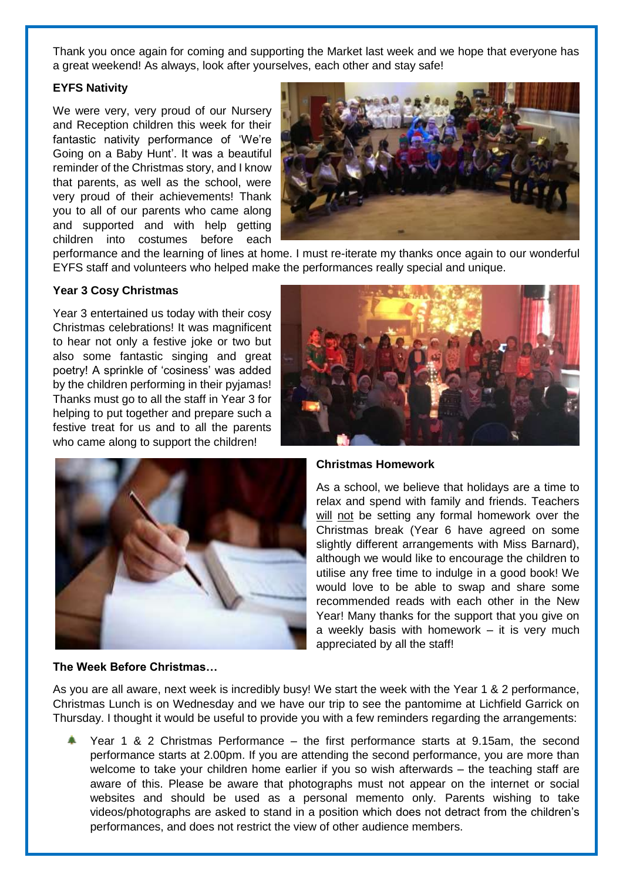Thank you once again for coming and supporting the Market last week and we hope that everyone has a great weekend! As always, look after yourselves, each other and stay safe!

**EYFS Nativity**

We were very, very proud of our Nursery and Reception children this week for their fantastic nativity performance of 'We're Going on a Baby Hunt'. It was a beautiful reminder of the Christmas story, and I know that parents, as well as the school, were very proud of their achievements! Thank you to all of our parents who came along and supported and with help getting children into costumes before each performance and the learning of lines at home. I must re-iterate my thanks once again to our wonderful EYFS staff and volunteers who helped make the performances really special and unique.

**Year 3 Cosy Christmas**

Year 3 entertained us today with their cosy Christmas celebrations! It was magnificent to hear not only a festive joke or two but also some fantastic singing and great poetry! A sprinkle of 'cosiness' was added by the children performing in their pyjamas! Thanks must go to all the staff in Year 3 for helping to put together and prepare such a festive treat for us and to all the parents who came along to support the children!

**Christmas Homework**

As a school, we believe that holidays are a time to relax and spend with family and friends. Teachers will not be setting any formal homework over the Christmas break (Year 6 have agreed on some slightly different arrangements with Miss Barnard), although we would like to encourage the children to utilise any free time to indulge in a good book! We would love to be able to swap and share some recommended reads with each other in the New Year! Many thanks for the support that you give on a weekly basis with homework – it is very much appreciated by all the staff!

**The Week Before Christmas…**

As you are all aware, next week is incredibly busy! We start the week with the Year 1 & 2 performance, Christmas Lunch is on Wednesday and we have our trip to see the pantomime at Lichfield Garrick on Thursday. I thought it would be useful to provide you with a few reminders regarding the arrangements:

- Year 1 & 2 Christmas Performance – the first performance starts at 9.15am, the second performance starts at 2.00pm. If you are attending the second performance, you are more than welcome to take your children home earlier if you so wish afterwards – the teaching staff are aware of this. Please be aware that photographs must not appear on the internet or social websites and should be used as a personal memento only. Parents wishing to take videos/photographs are asked to stand in a position which does not detract from the children's performances, and does not restrict the view of other audience members.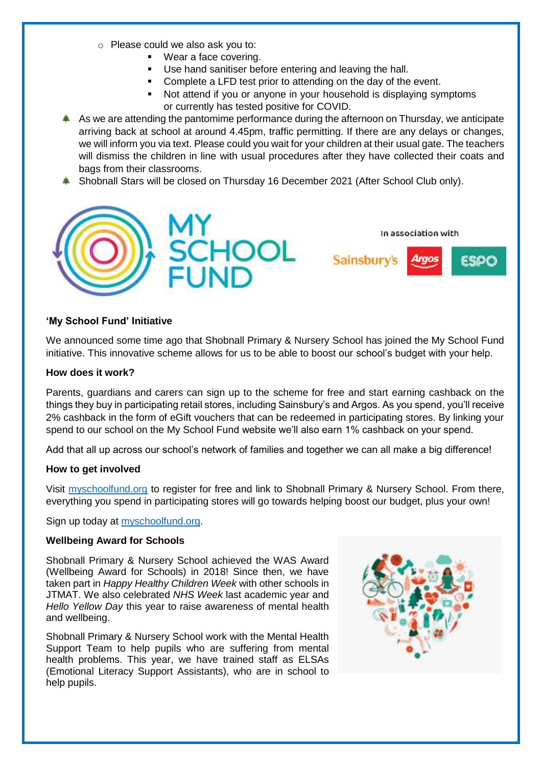- Please could we also ask you to:
  - Wear a face covering.
  - Use hand sanitiser before entering and leaving the hall.
  - Complete a LFD test prior to attending on the day of the event.
  - Not attend if you or anyone in your household is displaying symptoms or currently has tested positive for COVID.
- As we are attending the pantomime performance during the afternoon on Thursday, we anticipate arriving back at school at around 4.45pm, traffic permitting. If there are any delays or changes, we will inform you via text. Please could you wait for your children at their usual gate. The teachers will dismiss the children in line with usual procedures after they have collected their coats and bags from their classrooms.
- Shobnall Stars will be closed on Thursday 16 December 2021 (After School Club only).

MY SCHOOL FUND

In association with Sainsbury's Argos ESPO

**'My School Fund' Initiative**

We announced some time ago that Shobnall Primary & Nursery School has joined the My School Fund initiative. This innovative scheme allows for us to be able to boost our school's budget with your help.

**How does it work?**

Parents, guardians and carers can sign up to the scheme for free and start earning cashback on the things they buy in participating retail stores, including Sainsbury's and Argos. As you spend, you'll receive 2% cashback in the form of eGift vouchers that can be redeemed in participating stores. By linking your spend to our school on the My School Fund website we'll also earn 1% cashback on your spend.

Add that all up across our school's network of families and together we can all make a big difference!

**How to get involved**

Visit [myschoolfund.org](myschoolfund.org) to register for free and link to Shobnall Primary & Nursery School. From there, everything you spend in participating stores will go towards helping boost our budget, plus your own!

Sign up today at [myschoolfund.org](myschoolfund.org).

**Wellbeing Award for Schools**

Shobnall Primary & Nursery School achieved the WAS Award (Wellbeing Award for Schools) in 2018! Since then, we have taken part in *Happy Healthy Children Week* with other schools in JTMAT. We also celebrated *NHS Week* last academic year and *Hello Yellow Day* this year to raise awareness of mental health and wellbeing.

Shobnall Primary & Nursery School work with the Mental Health Support Team to help pupils who are suffering from mental health problems. This year, we have trained staff as ELSAs (Emotional Literacy Support Assistants), who are in school to help pupils.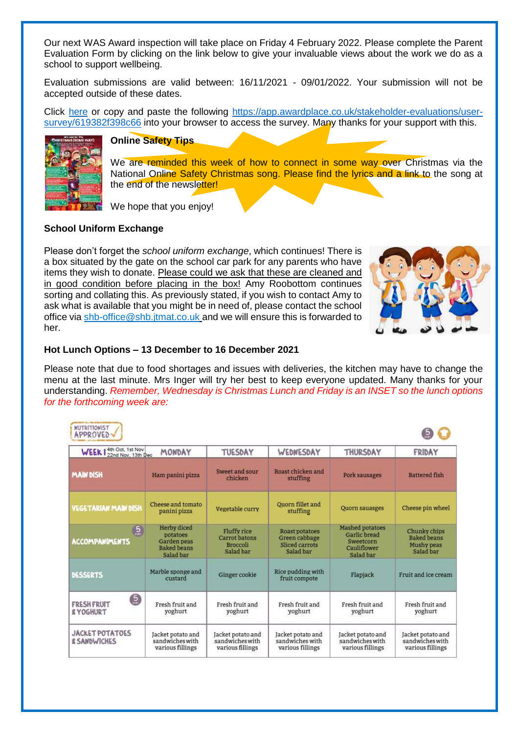Our next WAS Award inspection will take place on Friday 4 February 2022. Please complete the Parent Evaluation Form by clicking on the link below to give your invaluable views about the work we do as a school to support wellbeing.

Evaluation submissions are valid between: 16/11/2021 - 09/01/2022. Your submission will not be accepted outside of these dates.

Click here or copy and paste the following https://app.awardplace.co.uk/stakeholder-evaluations/user-survey/619382f398c66 into your browser to access the survey. Many thanks for your support with this.

**Online Safety Tips**

We are reminded this week of how to connect in some way over Christmas via the National Online Safety Christmas song. Please find the lyrics and a link to the song at the end of the newsletter!

We hope that you enjoy!

**School Uniform Exchange**

Please don't forget the *school uniform exchange*, which continues! There is a box situated by the gate on the school car park for any parents who have items they wish to donate. Please could we ask that these are cleaned and in good condition before placing in the box! Amy Roobottom continues sorting and collating this. As previously stated, if you wish to contact Amy to ask what is available that you might be in need of, please contact the school office via shb-office@shb.jtmat.co.uk and we will ensure this is forwarded to her.

**Hot Lunch Options – 13 December to 16 December 2021**

Please note that due to food shortages and issues with deliveries, the kitchen may have to change the menu at the last minute. Mrs Inger will try her best to keep everyone updated. Many thanks for your understanding. *Remember, Wednesday is Christmas Lunch and Friday is an INSET so the lunch options for the forthcoming week are:*

NUTRITIONIST APPROVED

| WEEK 1 (4th Oct, 1st Nov, 22nd Nov, 13th Dec) | MONDAY | TUESDAY | WEDNESDAY | THURSDAY | FRIDAY |
|---|---|---|---|---|---|
| MAIN DISH | Ham panini pizza | Sweet and sour chicken | Roast chicken and stuffing | Pork sausages | Battered fish |
| VEGETARIAN MAIN DISH | Cheese and tomato panini pizza | Vegetable curry | Quorn fillet and stuffing | Quorn sausages | Cheese pin wheel |
| ACCOMPANIMENTS | Herby diced potatoes<br>Garden peas<br>Baked beans<br>Salad bar | Fluffy rice<br>Carrot batons<br>Broccoli<br>Salad bar | Roast potatoes<br>Green cabbage<br>Sliced carrots<br>Salad bar | Mashed potatoes<br>Garlic bread<br>Sweetcorn<br>Cauliflower<br>Salad bar | Chunky chips<br>Baked beans<br>Mushy peas<br>Salad bar |
| DESSERTS | Marble sponge and custard | Ginger cookie | Rice pudding with fruit compote | Flapjack | Fruit and ice cream |
| FRESH FRUIT & YOGHURT | Fresh fruit and yoghurt | Fresh fruit and yoghurt | Fresh fruit and yoghurt | Fresh fruit and yoghurt | Fresh fruit and yoghurt |
| JACKET POTATOES & SANDWICHES | Jacket potato and sandwiches with various fillings | Jacket potato and sandwiches with various fillings | Jacket potato and sandwiches with various fillings | Jacket potato and sandwiches with various fillings | Jacket potato and sandwiches with various fillings |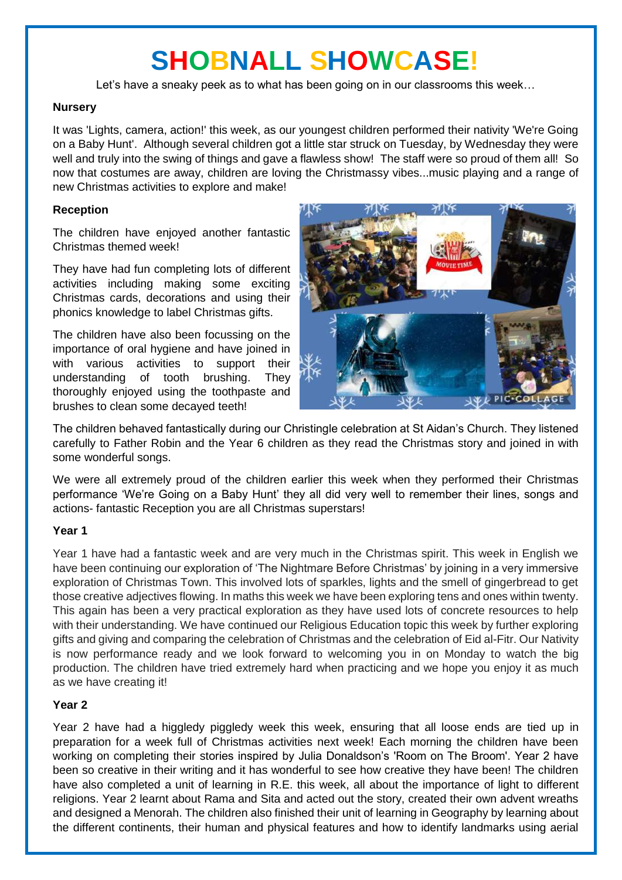# SHOBNALL SHOWCASE!

Let's have a sneaky peek as to what has been going on in our classrooms this week…

**Nursery**

It was 'Lights, camera, action!' this week, as our youngest children performed their nativity 'We're Going on a Baby Hunt'. Although several children got a little star struck on Tuesday, by Wednesday they were well and truly into the swing of things and gave a flawless show! The staff were so proud of them all! So now that costumes are away, children are loving the Christmassy vibes...music playing and a range of new Christmas activities to explore and make!

**Reception**

The children have enjoyed another fantastic Christmas themed week!

They have had fun completing lots of different activities including making some exciting Christmas cards, decorations and using their phonics knowledge to label Christmas gifts.

The children have also been focussing on the importance of oral hygiene and have joined in with various activities to support their understanding of tooth brushing. They thoroughly enjoyed using the toothpaste and brushes to clean some decayed teeth!

The children behaved fantastically during our Christingle celebration at St Aidan's Church. They listened carefully to Father Robin and the Year 6 children as they read the Christmas story and joined in with some wonderful songs.

We were all extremely proud of the children earlier this week when they performed their Christmas performance 'We're Going on a Baby Hunt' they all did very well to remember their lines, songs and actions- fantastic Reception you are all Christmas superstars!

**Year 1**

Year 1 have had a fantastic week and are very much in the Christmas spirit. This week in English we have been continuing our exploration of 'The Nightmare Before Christmas' by joining in a very immersive exploration of Christmas Town. This involved lots of sparkles, lights and the smell of gingerbread to get those creative adjectives flowing. In maths this week we have been exploring tens and ones within twenty. This again has been a very practical exploration as they have used lots of concrete resources to help with their understanding. We have continued our Religious Education topic this week by further exploring gifts and giving and comparing the celebration of Christmas and the celebration of Eid al-Fitr. Our Nativity is now performance ready and we look forward to welcoming you in on Monday to watch the big production. The children have tried extremely hard when practicing and we hope you enjoy it as much as we have creating it!

**Year 2**

Year 2 have had a higgledy piggledy week this week, ensuring that all loose ends are tied up in preparation for a week full of Christmas activities next week! Each morning the children have been working on completing their stories inspired by Julia Donaldson's 'Room on The Broom'. Year 2 have been so creative in their writing and it has wonderful to see how creative they have been! The children have also completed a unit of learning in R.E. this week, all about the importance of light to different religions. Year 2 learnt about Rama and Sita and acted out the story, created their own advent wreaths and designed a Menorah. The children also finished their unit of learning in Geography by learning about the different continents, their human and physical features and how to identify landmarks using aerial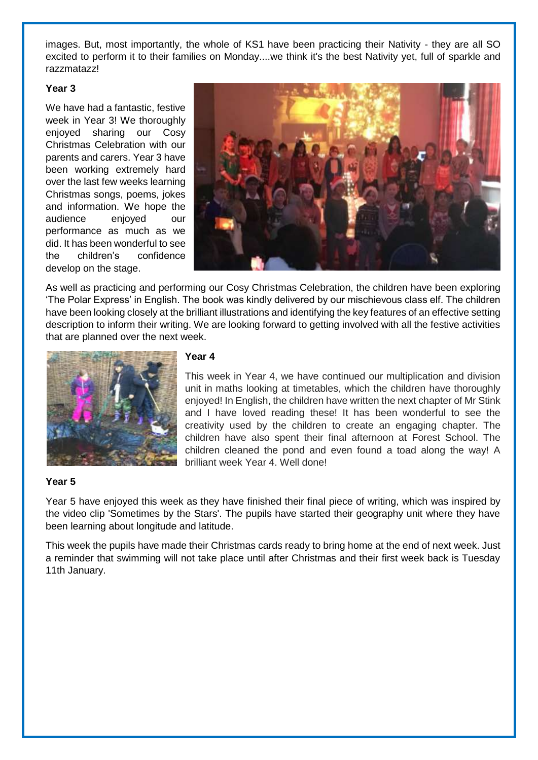images. But, most importantly, the whole of KS1 have been practicing their Nativity - they are all SO excited to perform it to their families on Monday....we think it's the best Nativity yet, full of sparkle and razzmatazz!

**Year 3**

We have had a fantastic, festive week in Year 3! We thoroughly enjoyed sharing our Cosy Christmas Celebration with our parents and carers. Year 3 have been working extremely hard over the last few weeks learning Christmas songs, poems, jokes and information. We hope the audience enjoyed our performance as much as we did. It has been wonderful to see the children's confidence develop on the stage.

As well as practicing and performing our Cosy Christmas Celebration, the children have been exploring 'The Polar Express' in English. The book was kindly delivered by our mischievous class elf. The children have been looking closely at the brilliant illustrations and identifying the key features of an effective setting description to inform their writing. We are looking forward to getting involved with all the festive activities that are planned over the next week.

**Year 4**

This week in Year 4, we have continued our multiplication and division unit in maths looking at timetables, which the children have thoroughly enjoyed! In English, the children have written the next chapter of Mr Stink and I have loved reading these! It has been wonderful to see the creativity used by the children to create an engaging chapter. The children have also spent their final afternoon at Forest School. The children cleaned the pond and even found a toad along the way! A brilliant week Year 4. Well done!

**Year 5**

Year 5 have enjoyed this week as they have finished their final piece of writing, which was inspired by the video clip 'Sometimes by the Stars'. The pupils have started their geography unit where they have been learning about longitude and latitude.

This week the pupils have made their Christmas cards ready to bring home at the end of next week. Just a reminder that swimming will not take place until after Christmas and their first week back is Tuesday 11th January.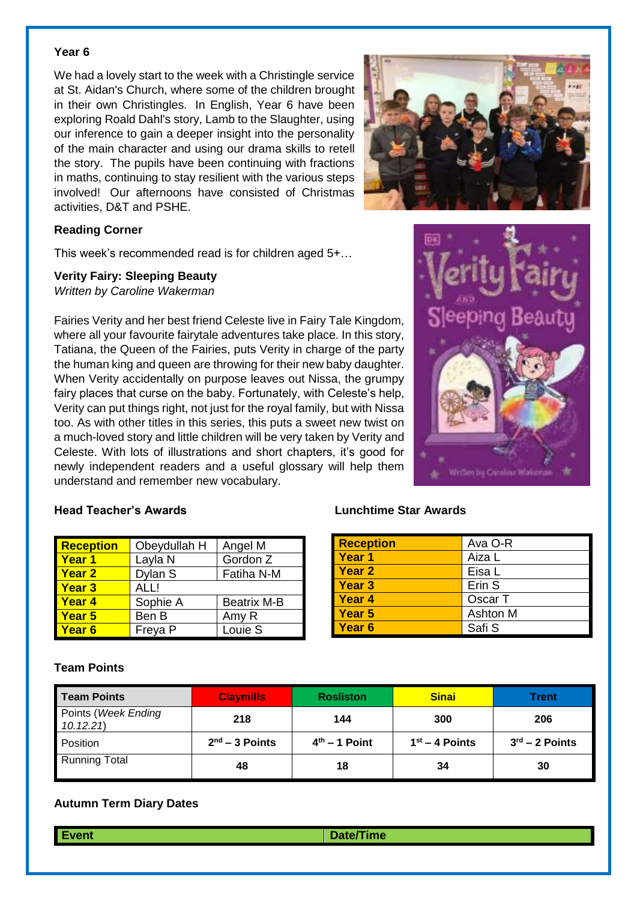## Year 6

We had a lovely start to the week with a Christingle service at St. Aidan's Church, where some of the children brought in their own Christingles. In English, Year 6 have been exploring Roald Dahl's story, Lamb to the Slaughter, using our inference to gain a deeper insight into the personality of the main character and using our drama skills to retell the story. The pupils have been continuing with fractions in maths, continuing to stay resilient with the various steps involved! Our afternoons have consisted of Christmas activities, D&T and PSHE.

## Reading Corner

This week's recommended read is for children aged 5+…

**Verity Fairy: Sleeping Beauty**
*Written by Caroline Wakerman*

Fairies Verity and her best friend Celeste live in Fairy Tale Kingdom, where all your favourite fairytale adventures take place. In this story, Tatiana, the Queen of the Fairies, puts Verity in charge of the party the human king and queen are throwing for their new baby daughter. When Verity accidentally on purpose leaves out Nissa, the grumpy fairy places that curse on the baby. Fortunately, with Celeste's help, Verity can put things right, not just for the royal family, but with Nissa too. As with other titles in this series, this puts a sweet new twist on a much-loved story and little children will be very taken by Verity and Celeste. With lots of illustrations and short chapters, it's good for newly independent readers and a useful glossary will help them understand and remember new vocabulary.

## Head Teacher's Awards

| | | |
|---|---|---|
| **Reception** | Obeydullah H | Angel M |
| **Year 1** | Layla N | Gordon Z |
| **Year 2** | Dylan S | Fatiha N-M |
| **Year 3** | ALL! | |
| **Year 4** | Sophie A | Beatrix M-B |
| **Year 5** | Ben B | Amy R |
| **Year 6** | Freya P | Louie S |

## Lunchtime Star Awards

| | |
|---|---|
| **Reception** | Ava O-R |
| **Year 1** | Aiza L |
| **Year 2** | Eisa L |
| **Year 3** | Erin S |
| **Year 4** | Oscar T |
| **Year 5** | Ashton M |
| **Year 6** | Safi S |

## Team Points

| Team Points | Claymills | Rosliston | Sinai | Trent |
|---|---|---|---|---|
| Points (*Week Ending 10.12.21*) | 218 | 144 | 300 | 206 |
| Position | 2nd – 3 Points | 4th – 1 Point | 1st – 4 Points | 3rd – 2 Points |
| Running Total | 48 | 18 | 34 | 30 |

## Autumn Term Diary Dates

| Event | Date/Time |
|---|---|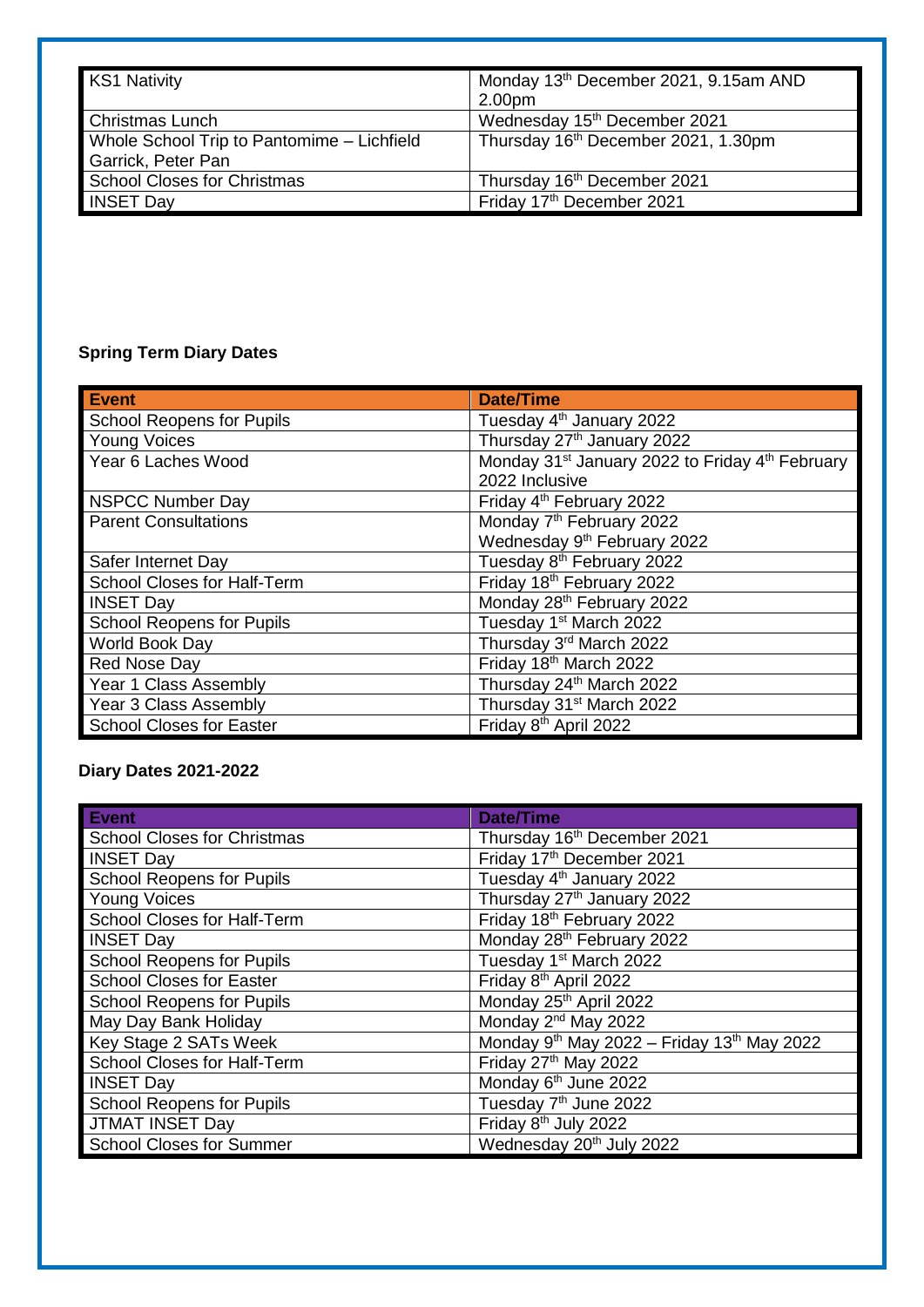| KS1 Nativity | Monday 13th December 2021, 9.15am AND 2.00pm |
|---|---|
| Christmas Lunch | Wednesday 15th December 2021 |
| Whole School Trip to Pantomime – Lichfield Garrick, Peter Pan | Thursday 16th December 2021, 1.30pm |
| School Closes for Christmas | Thursday 16th December 2021 |
| INSET Day | Friday 17th December 2021 |

**Spring Term Diary Dates**

| Event | Date/Time |
|---|---|
| School Reopens for Pupils | Tuesday 4th January 2022 |
| Young Voices | Thursday 27th January 2022 |
| Year 6 Laches Wood | Monday 31st January 2022 to Friday 4th February 2022 Inclusive |
| NSPCC Number Day | Friday 4th February 2022 |
| Parent Consultations | Monday 7th February 2022<br>Wednesday 9th February 2022 |
| Safer Internet Day | Tuesday 8th February 2022 |
| School Closes for Half-Term | Friday 18th February 2022 |
| INSET Day | Monday 28th February 2022 |
| School Reopens for Pupils | Tuesday 1st March 2022 |
| World Book Day | Thursday 3rd March 2022 |
| Red Nose Day | Friday 18th March 2022 |
| Year 1 Class Assembly | Thursday 24th March 2022 |
| Year 3 Class Assembly | Thursday 31st March 2022 |
| School Closes for Easter | Friday 8th April 2022 |

**Diary Dates 2021-2022**

| Event | Date/Time |
|---|---|
| School Closes for Christmas | Thursday 16th December 2021 |
| INSET Day | Friday 17th December 2021 |
| School Reopens for Pupils | Tuesday 4th January 2022 |
| Young Voices | Thursday 27th January 2022 |
| School Closes for Half-Term | Friday 18th February 2022 |
| INSET Day | Monday 28th February 2022 |
| School Reopens for Pupils | Tuesday 1st March 2022 |
| School Closes for Easter | Friday 8th April 2022 |
| School Reopens for Pupils | Monday 25th April 2022 |
| May Day Bank Holiday | Monday 2nd May 2022 |
| Key Stage 2 SATs Week | Monday 9th May 2022 – Friday 13th May 2022 |
| School Closes for Half-Term | Friday 27th May 2022 |
| INSET Day | Monday 6th June 2022 |
| School Reopens for Pupils | Tuesday 7th June 2022 |
| JTMAT INSET Day | Friday 8th July 2022 |
| School Closes for Summer | Wednesday 20th July 2022 |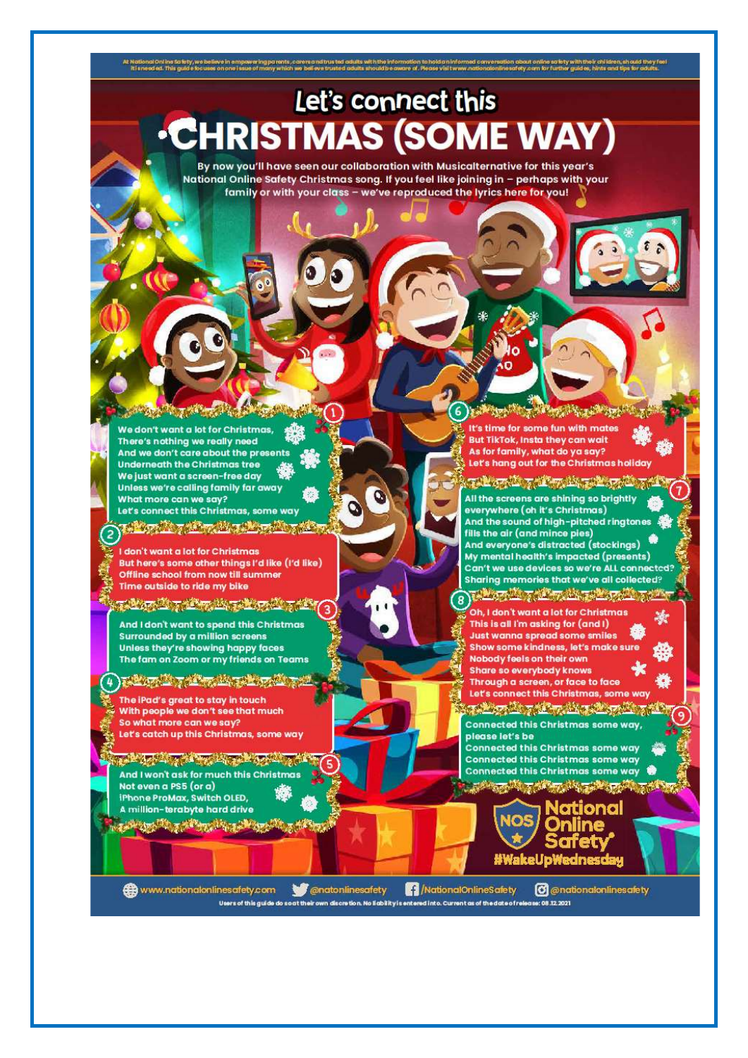At National Online Safety, we believe in empowering parents, carers and trusted adults with the information to hold an informed conversation about online safety with their children, should they feel it is needed. This guide focuses on one issue of many which we believe trusted adults should be aware of. Please visit www.nationalonlinesafety.com for further guides, hints and tips for adults.

# Let's connect this CHRISTMAS (SOME WAY)

By now you'll have seen our collaboration with Musicalternative for this year's National Online Safety Christmas song. If you feel like joining in – perhaps with your family or with your class – we've reproduced the lyrics here for you!

**1**

We don't want a lot for Christmas,
There's nothing we really need
And we don't care about the presents
Underneath the Christmas tree
We just want a screen-free day
Unless we're calling family far away
What more can we say?
Let's connect this Christmas, some way

**2**

I don't want a lot for Christmas
But here's some other things I'd like (I'd like)
Offline school from now till summer
Time outside to ride my bike

**3**

And I don't want to spend this Christmas
Surrounded by a million screens
Unless they're showing happy faces
The fam on Zoom or my friends on Teams

**4**

The iPad's great to stay in touch
With people we don't see that much
So what more can we say?
Let's catch up this Christmas, some way

**5**

And I won't ask for much this Christmas
Not even a PS5 (or a)
iPhone ProMax, Switch OLED,
A million-terabyte hard drive

**6**

It's time for some fun with mates
But TikTok, Insta they can wait
As for family, what do ya say?
Let's hang out for the Christmas holiday

**7**

All the screens are shining so brightly
everywhere (oh it's Christmas)
And the sound of high-pitched ringtones
fills the air (and mince pies)
And everyone's distracted (stockings)
My mental health's impacted (presents)
Can't we use devices so we're ALL connected?
Sharing memories that we've all collected?

**8**

Oh, I don't want a lot for Christmas
This is all I'm asking for (and I)
Just wanna spread some smiles
Show some kindness, let's make sure
Nobody feels on their own
Share so everybody knows
Through a screen, or face to face
Let's connect this Christmas, some way

**9**

Connected this Christmas some way,
please let's be
Connected this Christmas some way
Connected this Christmas some way
Connected this Christmas some way

National Online Safety
#WakeUpWednesday

www.nationalonlinesafety.com | @natonlinesafety | /NationalOnlineSafety | @nationalonlinesafety

Users of this guide do so at their own discretion. No liability is entered into. Current as of the date of release: 08.12.2021